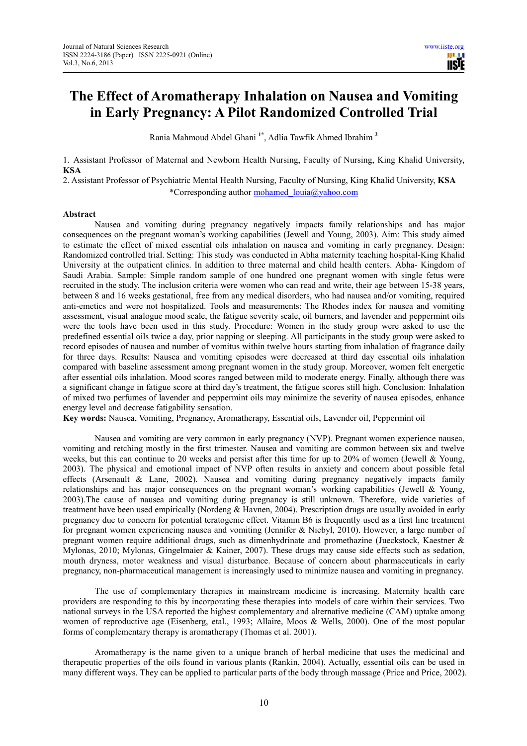# The Effect of Aromatherapy Inhalation on Nausea and Vomiting in Early Pregnancy: A Pilot Randomized Controlled Trial

Rania Mahmoud Abdel Ghani [1*], Adlia Tawfik Ahmed Ibrahim [2]

1. Assistant Professor of Maternal and Newborn Health Nursing, Faculty of Nursing, King Khalid University, **KSA**
2. Assistant Professor of Psychiatric Mental Health Nursing, Faculty of Nursing, King Khalid University, **KSA**

*Corresponding author mohamed_louia@yahoo.com

## Abstract

Nausea and vomiting during pregnancy negatively impacts family relationships and has major consequences on the pregnant woman's working capabilities (Jewell and Young, 2003). Aim: This study aimed to estimate the effect of mixed essential oils inhalation on nausea and vomiting in early pregnancy. Design: Randomized controlled trial. Setting: This study was conducted in Abha maternity teaching hospital-King Khalid University at the outpatient clinics. In addition to three maternal and child health centers. Abha- Kingdom of Saudi Arabia. Sample: Simple random sample of one hundred one pregnant women with single fetus were recruited in the study. The inclusion criteria were women who can read and write, their age between 15-38 years, between 8 and 16 weeks gestational, free from any medical disorders, who had nausea and/or vomiting, required anti-emetics and were not hospitalized. Tools and measurements: The Rhodes index for nausea and vomiting assessment, visual analogue mood scale, the fatigue severity scale, oil burners, and lavender and peppermint oils were the tools have been used in this study. Procedure: Women in the study group were asked to use the predefined essential oils twice a day, prior napping or sleeping. All participants in the study group were asked to record episodes of nausea and number of vomitus within twelve hours starting from inhalation of fragrance daily for three days. Results: Nausea and vomiting episodes were decreased at third day essential oils inhalation compared with baseline assessment among pregnant women in the study group. Moreover, women felt energetic after essential oils inhalation. Mood scores ranged between mild to moderate energy. Finally, although there was a significant change in fatigue score at third day's treatment, the fatigue scores still high. Conclusion: Inhalation of mixed two perfumes of lavender and peppermint oils may minimize the severity of nausea episodes, enhance energy level and decrease fatigability sensation.

**Key words:** Nausea, Vomiting, Pregnancy, Aromatherapy, Essential oils, Lavender oil, Peppermint oil

Nausea and vomiting are very common in early pregnancy (NVP). Pregnant women experience nausea, vomiting and retching mostly in the first trimester. Nausea and vomiting are common between six and twelve weeks, but this can continue to 20 weeks and persist after this time for up to 20% of women (Jewell & Young, 2003). The physical and emotional impact of NVP often results in anxiety and concern about possible fetal effects (Arsenault & Lane, 2002). Nausea and vomiting during pregnancy negatively impacts family relationships and has major consequences on the pregnant woman's working capabilities (Jewell & Young, 2003).The cause of nausea and vomiting during pregnancy is still unknown. Therefore, wide varieties of treatment have been used empirically (Nordeng & Havnen, 2004). Prescription drugs are usually avoided in early pregnancy due to concern for potential teratogenic effect. Vitamin B6 is frequently used as a first line treatment for pregnant women experiencing nausea and vomiting (Jennifer & Niebyl, 2010). However, a large number of pregnant women require additional drugs, such as dimenhydrinate and promethazine (Jueckstock, Kaestner & Mylonas, 2010; Mylonas, Gingelmaier & Kainer, 2007). These drugs may cause side effects such as sedation, mouth dryness, motor weakness and visual disturbance. Because of concern about pharmaceuticals in early pregnancy, non-pharmaceutical management is increasingly used to minimize nausea and vomiting in pregnancy.

The use of complementary therapies in mainstream medicine is increasing. Maternity health care providers are responding to this by incorporating these therapies into models of care within their services. Two national surveys in the USA reported the highest complementary and alternative medicine (CAM) uptake among women of reproductive age (Eisenberg, etal., 1993; Allaire, Moos & Wells, 2000). One of the most popular forms of complementary therapy is aromatherapy (Thomas et al. 2001).

Aromatherapy is the name given to a unique branch of herbal medicine that uses the medicinal and therapeutic properties of the oils found in various plants (Rankin, 2004). Actually, essential oils can be used in many different ways. They can be applied to particular parts of the body through massage (Price and Price, 2002).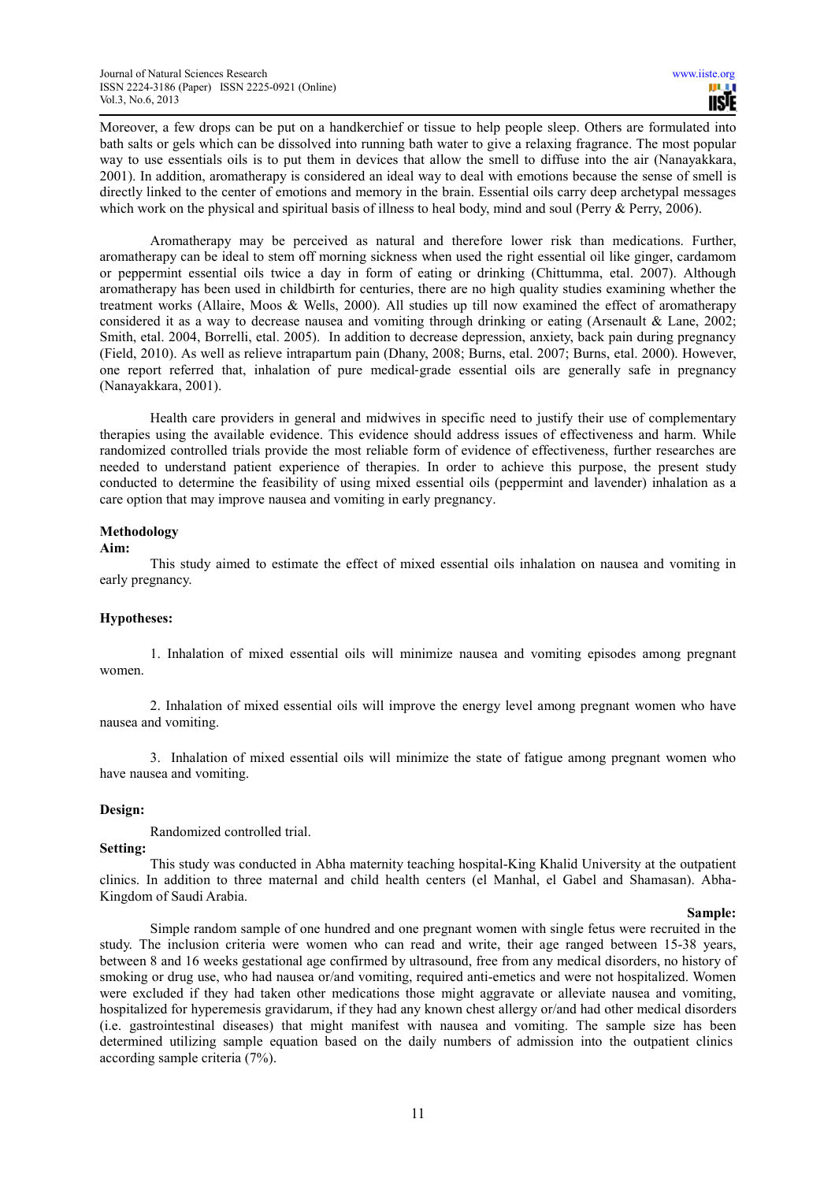Moreover, a few drops can be put on a handkerchief or tissue to help people sleep. Others are formulated into bath salts or gels which can be dissolved into running bath water to give a relaxing fragrance. The most popular way to use essentials oils is to put them in devices that allow the smell to diffuse into the air (Nanayakkara, 2001). In addition, aromatherapy is considered an ideal way to deal with emotions because the sense of smell is directly linked to the center of emotions and memory in the brain. Essential oils carry deep archetypal messages which work on the physical and spiritual basis of illness to heal body, mind and soul (Perry & Perry, 2006).

Aromatherapy may be perceived as natural and therefore lower risk than medications. Further, aromatherapy can be ideal to stem off morning sickness when used the right essential oil like ginger, cardamom or peppermint essential oils twice a day in form of eating or drinking (Chittumma, etal. 2007). Although aromatherapy has been used in childbirth for centuries, there are no high quality studies examining whether the treatment works (Allaire, Moos & Wells, 2000). All studies up till now examined the effect of aromatherapy considered it as a way to decrease nausea and vomiting through drinking or eating (Arsenault & Lane, 2002; Smith, etal. 2004, Borrelli, etal. 2005). In addition to decrease depression, anxiety, back pain during pregnancy (Field, 2010). As well as relieve intrapartum pain (Dhany, 2008; Burns, etal. 2007; Burns, etal. 2000). However, one report referred that, inhalation of pure medical-grade essential oils are generally safe in pregnancy (Nanayakkara, 2001).

Health care providers in general and midwives in specific need to justify their use of complementary therapies using the available evidence. This evidence should address issues of effectiveness and harm. While randomized controlled trials provide the most reliable form of evidence of effectiveness, further researches are needed to understand patient experience of therapies. In order to achieve this purpose, the present study conducted to determine the feasibility of using mixed essential oils (peppermint and lavender) inhalation as a care option that may improve nausea and vomiting in early pregnancy.

## Methodology

**Aim:**

This study aimed to estimate the effect of mixed essential oils inhalation on nausea and vomiting in early pregnancy.

**Hypotheses:**

1. Inhalation of mixed essential oils will minimize nausea and vomiting episodes among pregnant women.

2. Inhalation of mixed essential oils will improve the energy level among pregnant women who have nausea and vomiting.

3. Inhalation of mixed essential oils will minimize the state of fatigue among pregnant women who have nausea and vomiting.

**Design:**

Randomized controlled trial.

**Setting:**

This study was conducted in Abha maternity teaching hospital-King Khalid University at the outpatient clinics. In addition to three maternal and child health centers (el Manhal, el Gabel and Shamasan). Abha-Kingdom of Saudi Arabia.

**Sample:**

Simple random sample of one hundred and one pregnant women with single fetus were recruited in the study. The inclusion criteria were women who can read and write, their age ranged between 15-38 years, between 8 and 16 weeks gestational age confirmed by ultrasound, free from any medical disorders, no history of smoking or drug use, who had nausea or/and vomiting, required anti-emetics and were not hospitalized. Women were excluded if they had taken other medications those might aggravate or alleviate nausea and vomiting, hospitalized for hyperemesis gravidarum, if they had any known chest allergy or/and had other medical disorders (i.e. gastrointestinal diseases) that might manifest with nausea and vomiting. The sample size has been determined utilizing sample equation based on the daily numbers of admission into the outpatient clinics according sample criteria (7%).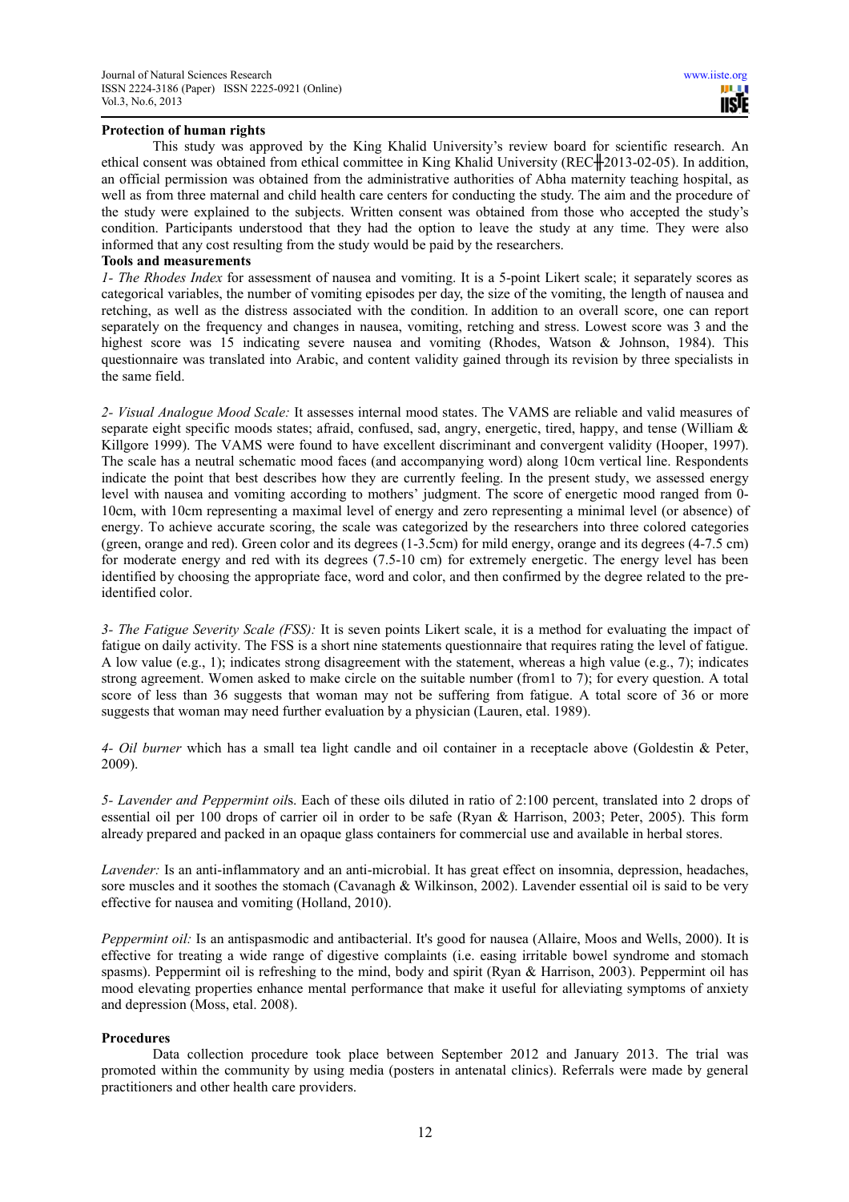**Protection of human rights**

This study was approved by the King Khalid University's review board for scientific research. An ethical consent was obtained from ethical committee in King Khalid University (REC╫2013-02-05). In addition, an official permission was obtained from the administrative authorities of Abha maternity teaching hospital, as well as from three maternal and child health care centers for conducting the study. The aim and the procedure of the study were explained to the subjects. Written consent was obtained from those who accepted the study's condition. Participants understood that they had the option to leave the study at any time. They were also informed that any cost resulting from the study would be paid by the researchers.

**Tools and measurements**

*1- The Rhodes Index* for assessment of nausea and vomiting. It is a 5-point Likert scale; it separately scores as categorical variables, the number of vomiting episodes per day, the size of the vomiting, the length of nausea and retching, as well as the distress associated with the condition. In addition to an overall score, one can report separately on the frequency and changes in nausea, vomiting, retching and stress. Lowest score was 3 and the highest score was 15 indicating severe nausea and vomiting (Rhodes, Watson & Johnson, 1984). This questionnaire was translated into Arabic, and content validity gained through its revision by three specialists in the same field.

*2- Visual Analogue Mood Scale:* It assesses internal mood states. The VAMS are reliable and valid measures of separate eight specific moods states; afraid, confused, sad, angry, energetic, tired, happy, and tense (William & Killgore 1999). The VAMS were found to have excellent discriminant and convergent validity (Hooper, 1997). The scale has a neutral schematic mood faces (and accompanying word) along 10cm vertical line. Respondents indicate the point that best describes how they are currently feeling. In the present study, we assessed energy level with nausea and vomiting according to mothers' judgment. The score of energetic mood ranged from 0-10cm, with 10cm representing a maximal level of energy and zero representing a minimal level (or absence) of energy. To achieve accurate scoring, the scale was categorized by the researchers into three colored categories (green, orange and red). Green color and its degrees (1-3.5cm) for mild energy, orange and its degrees (4-7.5 cm) for moderate energy and red with its degrees (7.5-10 cm) for extremely energetic. The energy level has been identified by choosing the appropriate face, word and color, and then confirmed by the degree related to the pre-identified color.

*3- The Fatigue Severity Scale (FSS):* It is seven points Likert scale, it is a method for evaluating the impact of fatigue on daily activity. The FSS is a short nine statements questionnaire that requires rating the level of fatigue. A low value (e.g., 1); indicates strong disagreement with the statement, whereas a high value (e.g., 7); indicates strong agreement. Women asked to make circle on the suitable number (from1 to 7); for every question. A total score of less than 36 suggests that woman may not be suffering from fatigue. A total score of 36 or more suggests that woman may need further evaluation by a physician (Lauren, etal. 1989).

*4- Oil burner* which has a small tea light candle and oil container in a receptacle above (Goldestin & Peter, 2009).

*5- Lavender and Peppermint oil*s. Each of these oils diluted in ratio of 2:100 percent, translated into 2 drops of essential oil per 100 drops of carrier oil in order to be safe (Ryan & Harrison, 2003; Peter, 2005). This form already prepared and packed in an opaque glass containers for commercial use and available in herbal stores.

*Lavender:* Is an anti-inflammatory and an anti-microbial. It has great effect on insomnia, depression, headaches, sore muscles and it soothes the stomach (Cavanagh & Wilkinson, 2002). Lavender essential oil is said to be very effective for nausea and vomiting (Holland, 2010).

*Peppermint oil:* Is an antispasmodic and antibacterial. It's good for nausea (Allaire, Moos and Wells, 2000). It is effective for treating a wide range of digestive complaints (i.e. easing irritable bowel syndrome and stomach spasms). Peppermint oil is refreshing to the mind, body and spirit (Ryan & Harrison, 2003). Peppermint oil has mood elevating properties enhance mental performance that make it useful for alleviating symptoms of anxiety and depression (Moss, etal. 2008).

**Procedures**

Data collection procedure took place between September 2012 and January 2013. The trial was promoted within the community by using media (posters in antenatal clinics). Referrals were made by general practitioners and other health care providers.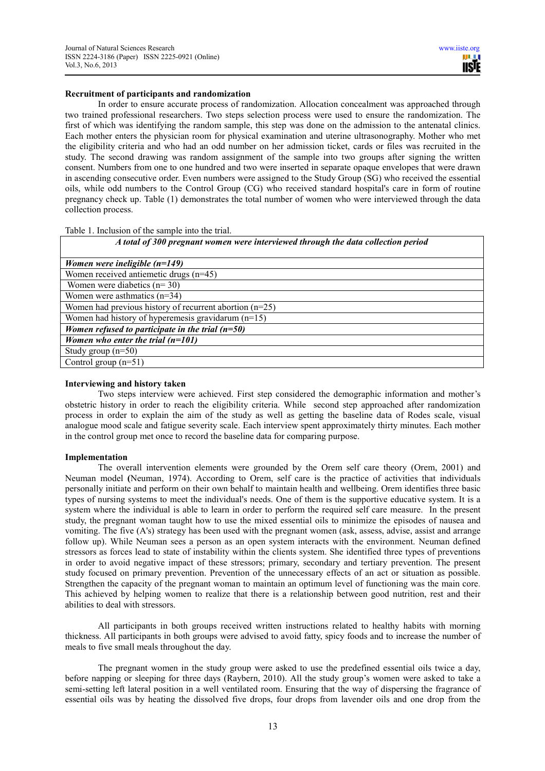**Recruitment of participants and randomization**

In order to ensure accurate process of randomization. Allocation concealment was approached through two trained professional researchers. Two steps selection process were used to ensure the randomization. The first of which was identifying the random sample, this step was done on the admission to the antenatal clinics. Each mother enters the physician room for physical examination and uterine ultrasonography. Mother who met the eligibility criteria and who had an odd number on her admission ticket, cards or files was recruited in the study. The second drawing was random assignment of the sample into two groups after signing the written consent. Numbers from one to one hundred and two were inserted in separate opaque envelopes that were drawn in ascending consecutive order. Even numbers were assigned to the Study Group (SG) who received the essential oils, while odd numbers to the Control Group (CG) who received standard hospital's care in form of routine pregnancy check up. Table (1) demonstrates the total number of women who were interviewed through the data collection process.

Table 1. Inclusion of the sample into the trial.

| ***A total of 300 pregnant women were interviewed through the data collection period*** |
|---|
| ***Women were ineligible (n=149)*** |
| Women received antiemetic drugs (n=45) |
| Women were diabetics (n= 30) |
| Women were asthmatics (n=34) |
| Women had previous history of recurrent abortion (n=25) |
| Women had history of hyperemesis gravidarum (n=15) |
| ***Women refused to participate in the trial (n=50)*** |
| ***Women who enter the trial (n=101)*** |
| Study group (n=50) |
| Control group (n=51) |

**Interviewing and history taken**

Two steps interview were achieved. First step considered the demographic information and mother's obstetric history in order to reach the eligibility criteria. While second step approached after recruitment process in order to explain the aim of the study as well as getting the baseline data of Rodes scale, visual analogue mood scale and fatigue severity scale. Each interview spent approximately thirty minutes. Each mother in the control group met once to record the baseline data for comparing purpose.

**Implementation**

The overall intervention elements were grounded by the Orem self care theory (Orem, 2001) and Neuman model **(**Neuman, 1974). According to Orem, self care is the practice of activities that individuals personally initiate and perform on their own behalf to maintain health and wellbeing. Orem identifies three basic types of nursing systems to meet the individual's needs. One of them is the supportive educative system. It is a system where the individual is able to learn in order to perform the required self care measure. In the present study, the pregnant woman taught how to use the mixed essential oils to minimize the episodes of nausea and vomiting. The five (A's) strategy has been used with the pregnant women (ask, assess, advise, assist and arrange follow up). While Neuman sees a person as an open system interacts with the environment. Neuman defined stressors as forces lead to state of instability within the clients system. She identified three types of preventions in order to avoid negative impact of these stressors; primary, secondary and tertiary prevention. The present study focused on primary prevention. Prevention of the unnecessary effects of an act or situation as possible. Strengthen the capacity of the pregnant woman to maintain an optimum level of functioning was the main core. This achieved by helping women to realize that there is a relationship between good nutrition, rest and their abilities to deal with stressors.

All participants in both groups received written instructions related to healthy habits with morning thickness. All participants in both groups were advised to avoid fatty, spicy foods and to increase the number of meals to five small meals throughout the day.

The pregnant women in the study group were asked to use the predefined essential oils twice a day, before napping or sleeping for three days (Raybern, 2010). All the study group's women were asked to take a semi-setting left lateral position in a well ventilated room. Ensuring that the way of dispersing the fragrance of essential oils was by heating the dissolved five drops, four drops from lavender oils and one drop from the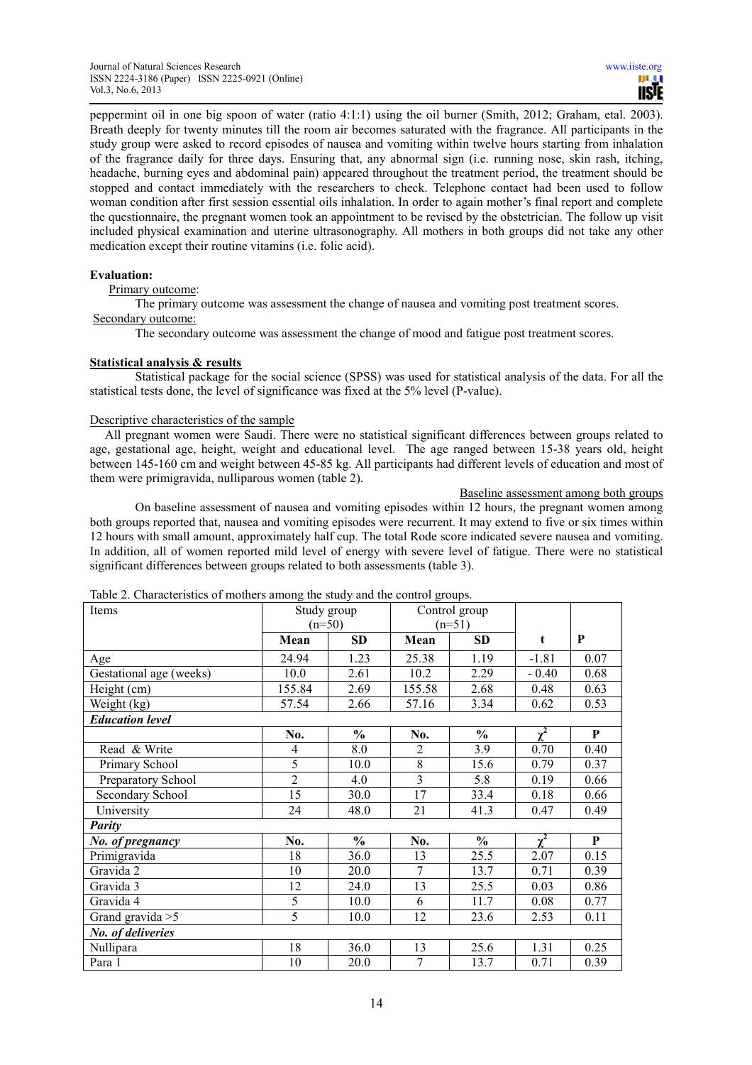peppermint oil in one big spoon of water (ratio 4:1:1) using the oil burner (Smith, 2012; Graham, etal. 2003). Breath deeply for twenty minutes till the room air becomes saturated with the fragrance. All participants in the study group were asked to record episodes of nausea and vomiting within twelve hours starting from inhalation of the fragrance daily for three days. Ensuring that, any abnormal sign (i.e. running nose, skin rash, itching, headache, burning eyes and abdominal pain) appeared throughout the treatment period, the treatment should be stopped and contact immediately with the researchers to check. Telephone contact had been used to follow woman condition after first session essential oils inhalation. In order to again mother's final report and complete the questionnaire, the pregnant women took an appointment to be revised by the obstetrician. The follow up visit included physical examination and uterine ultrasonography. All mothers in both groups did not take any other medication except their routine vitamins (i.e. folic acid).

**Evaluation:**

Primary outcome:

The primary outcome was assessment the change of nausea and vomiting post treatment scores.

Secondary outcome:

The secondary outcome was assessment the change of mood and fatigue post treatment scores.

**Statistical analysis & results**

Statistical package for the social science (SPSS) was used for statistical analysis of the data. For all the statistical tests done, the level of significance was fixed at the 5% level (P-value).

Descriptive characteristics of the sample

All pregnant women were Saudi. There were no statistical significant differences between groups related to age, gestational age, height, weight and educational level. The age ranged between 15-38 years old, height between 145-160 cm and weight between 45-85 kg. All participants had different levels of education and most of them were primigravida, nulliparous women (table 2).

Baseline assessment among both groups

On baseline assessment of nausea and vomiting episodes within 12 hours, the pregnant women among both groups reported that, nausea and vomiting episodes were recurrent. It may extend to five or six times within 12 hours with small amount, approximately half cup. The total Rode score indicated severe nausea and vomiting. In addition, all of women reported mild level of energy with severe level of fatigue. There were no statistical significant differences between groups related to both assessments (table 3).

Table 2. Characteristics of mothers among the study and the control groups.

| Items | Study group (n=50) | | Control group (n=51) | | | |
|---|---|---|---|---|---|---|
| | **Mean** | **SD** | **Mean** | **SD** | **t** | **P** |
| Age | 24.94 | 1.23 | 25.38 | 1.19 | -1.81 | 0.07 |
| Gestational age (weeks) | 10.0 | 2.61 | 10.2 | 2.29 | - 0.40 | 0.68 |
| Height (cm) | 155.84 | 2.69 | 155.58 | 2.68 | 0.48 | 0.63 |
| Weight (kg) | 57.54 | 2.66 | 57.16 | 3.34 | 0.62 | 0.53 |
| ***Education level*** | | | | | | |
| | **No.** | **%** | **No.** | **%** | $\chi^2$ | **P** |
| Read & Write | 4 | 8.0 | 2 | 3.9 | 0.70 | 0.40 |
| Primary School | 5 | 10.0 | 8 | 15.6 | 0.79 | 0.37 |
| Preparatory School | 2 | 4.0 | 3 | 5.8 | 0.19 | 0.66 |
| Secondary School | 15 | 30.0 | 17 | 33.4 | 0.18 | 0.66 |
| University | 24 | 48.0 | 21 | 41.3 | 0.47 | 0.49 |
| ***Parity*** | | | | | | |
| ***No. of pregnancy*** | **No.** | **%** | **No.** | **%** | $\chi^2$ | **P** |
| Primigravida | 18 | 36.0 | 13 | 25.5 | 2.07 | 0.15 |
| Gravida 2 | 10 | 20.0 | 7 | 13.7 | 0.71 | 0.39 |
| Gravida 3 | 12 | 24.0 | 13 | 25.5 | 0.03 | 0.86 |
| Gravida 4 | 5 | 10.0 | 6 | 11.7 | 0.08 | 0.77 |
| Grand gravida >5 | 5 | 10.0 | 12 | 23.6 | 2.53 | 0.11 |
| ***No. of deliveries*** | | | | | | |
| Nullipara | 18 | 36.0 | 13 | 25.6 | 1.31 | 0.25 |
| Para 1 | 10 | 20.0 | 7 | 13.7 | 0.71 | 0.39 |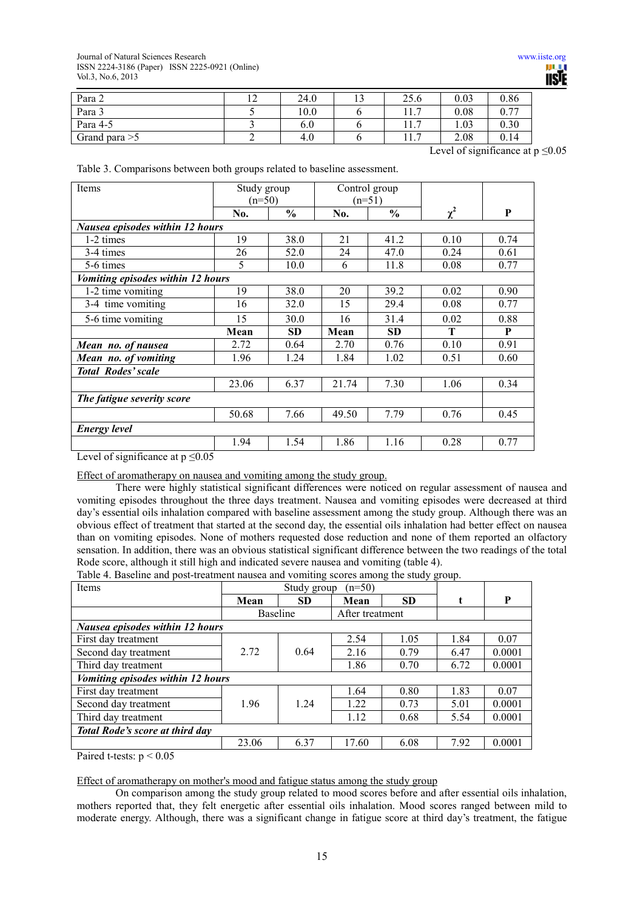| Para 2 | 12 | 24.0 | 13 | 25.6 | 0.03 | 0.86 |
|---|---|---|---|---|---|---|
| Para 3 | 5 | 10.0 | 6 | 11.7 | 0.08 | 0.77 |
| Para 4-5 | 3 | 6.0 | 6 | 11.7 | 1.03 | 0.30 |
| Grand para >5 | 2 | 4.0 | 6 | 11.7 | 2.08 | 0.14 |

Level of significance at p ≤0.05

Table 3. Comparisons between both groups related to baseline assessment.

| Items | Study group (n=50) | | Control group (n=51) | | | |
|---|---|---|---|---|---|---|
| | No. | % | No. | % | $\chi^2$ | P |
| ***Nausea episodes within 12 hours*** | | | | | | |
| 1-2 times | 19 | 38.0 | 21 | 41.2 | 0.10 | 0.74 |
| 3-4 times | 26 | 52.0 | 24 | 47.0 | 0.24 | 0.61 |
| 5-6 times | 5 | 10.0 | 6 | 11.8 | 0.08 | 0.77 |
| ***Vomiting episodes within 12 hours*** | | | | | | |
| 1-2 time vomiting | 19 | 38.0 | 20 | 39.2 | 0.02 | 0.90 |
| 3-4 time vomiting | 16 | 32.0 | 15 | 29.4 | 0.08 | 0.77 |
| 5-6 time vomiting | 15 | 30.0 | 16 | 31.4 | 0.02 | 0.88 |
| | **Mean** | **SD** | **Mean** | **SD** | **T** | **P** |
| ***Mean no. of nausea*** | 2.72 | 0.64 | 2.70 | 0.76 | 0.10 | 0.91 |
| ***Mean no. of vomiting*** | 1.96 | 1.24 | 1.84 | 1.02 | 0.51 | 0.60 |
| ***Total Rodes' scale*** | | | | | | |
| | 23.06 | 6.37 | 21.74 | 7.30 | 1.06 | 0.34 |
| ***The fatigue severity score*** | | | | | | |
| | 50.68 | 7.66 | 49.50 | 7.79 | 0.76 | 0.45 |
| ***Energy level*** | | | | | | |
| | 1.94 | 1.54 | 1.86 | 1.16 | 0.28 | 0.77 |

Level of significance at p ≤0.05

Effect of aromatherapy on nausea and vomiting among the study group.

There were highly statistical significant differences were noticed on regular assessment of nausea and vomiting episodes throughout the three days treatment. Nausea and vomiting episodes were decreased at third day's essential oils inhalation compared with baseline assessment among the study group. Although there was an obvious effect of treatment that started at the second day, the essential oils inhalation had better effect on nausea than on vomiting episodes. None of mothers requested dose reduction and none of them reported an olfactory sensation. In addition, there was an obvious statistical significant difference between the two readings of the total Rode score, although it still high and indicated severe nausea and vomiting (table 4).

Table 4. Baseline and post-treatment nausea and vomiting scores among the study group.

| Items | Study group (n=50) | | | | | |
|---|---|---|---|---|---|---|
| | **Mean** | **SD** | **Mean** | **SD** | **t** | **P** |
| | Baseline | | After treatment | | | |
| ***Nausea episodes within 12 hours*** | | | | | | |
| First day treatment | 2.72 | 0.64 | 2.54 | 1.05 | 1.84 | 0.07 |
| Second day treatment | | | 2.16 | 0.79 | 6.47 | 0.0001 |
| Third day treatment | | | 1.86 | 0.70 | 6.72 | 0.0001 |
| ***Vomiting episodes within 12 hours*** | | | | | | |
| First day treatment | 1.96 | 1.24 | 1.64 | 0.80 | 1.83 | 0.07 |
| Second day treatment | | | 1.22 | 0.73 | 5.01 | 0.0001 |
| Third day treatment | | | 1.12 | 0.68 | 5.54 | 0.0001 |
| ***Total Rode's score at third day*** | | | | | | |
| | 23.06 | 6.37 | 17.60 | 6.08 | 7.92 | 0.0001 |

Paired t-tests: p < 0.05

Effect of aromatherapy on mother's mood and fatigue status among the study group

On comparison among the study group related to mood scores before and after essential oils inhalation, mothers reported that, they felt energetic after essential oils inhalation. Mood scores ranged between mild to moderate energy. Although, there was a significant change in fatigue score at third day's treatment, the fatigue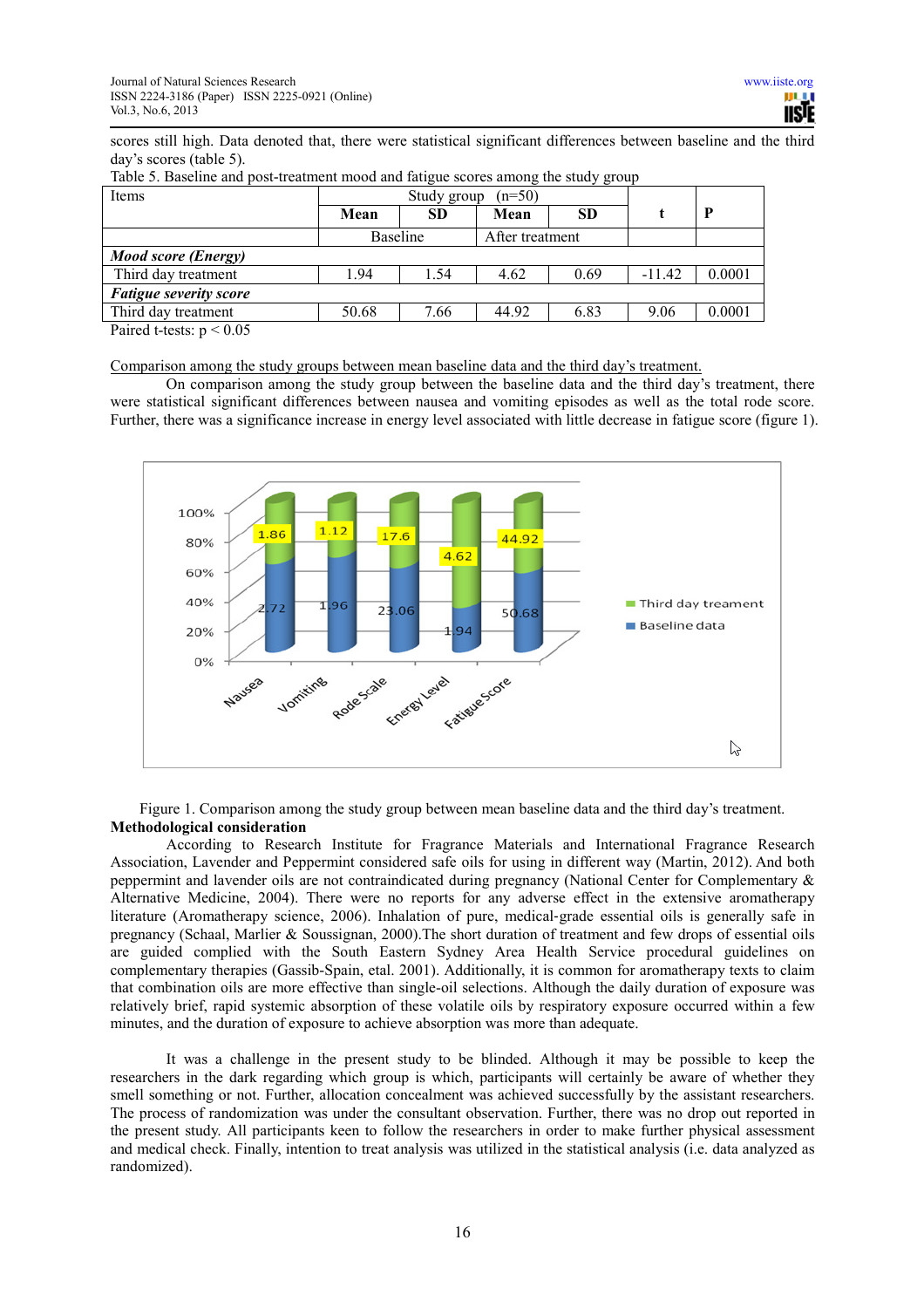scores still high. Data denoted that, there were statistical significant differences between baseline and the third day's scores (table 5).

Table 5. Baseline and post-treatment mood and fatigue scores among the study group

| Items | Study group (n=50) | | | | t | P |
|---|---|---|---|---|---|---|
| | Mean | SD | Mean | SD | | |
| | Baseline | | After treatment | | | |
| ***Mood score (Energy)*** | | | | | | |
| Third day treatment | 1.94 | 1.54 | 4.62 | 0.69 | -11.42 | 0.0001 |
| ***Fatigue severity score*** | | | | | | |
| Third day treatment | 50.68 | 7.66 | 44.92 | 6.83 | 9.06 | 0.0001 |

Paired t-tests: $p < 0.05$

Comparison among the study groups between mean baseline data and the third day's treatment.

On comparison among the study group between the baseline data and the third day's treatment, there were statistical significant differences between nausea and vomiting episodes as well as the total rode score. Further, there was a significance increase in energy level associated with little decrease in fatigue score (figure 1).

Figure 1. Comparison among the study group between mean baseline data and the third day's treatment.

**Methodological consideration**

According to Research Institute for Fragrance Materials and International Fragrance Research Association, Lavender and Peppermint considered safe oils for using in different way (Martin, 2012). And both peppermint and lavender oils are not contraindicated during pregnancy (National Center for Complementary & Alternative Medicine, 2004). There were no reports for any adverse effect in the extensive aromatherapy literature (Aromatherapy science, 2006). Inhalation of pure, medical-grade essential oils is generally safe in pregnancy (Schaal, Marlier & Soussignan, 2000).The short duration of treatment and few drops of essential oils are guided complied with the South Eastern Sydney Area Health Service procedural guidelines on complementary therapies (Gassib-Spain, etal. 2001). Additionally, it is common for aromatherapy texts to claim that combination oils are more effective than single-oil selections. Although the daily duration of exposure was relatively brief, rapid systemic absorption of these volatile oils by respiratory exposure occurred within a few minutes, and the duration of exposure to achieve absorption was more than adequate.

It was a challenge in the present study to be blinded. Although it may be possible to keep the researchers in the dark regarding which group is which, participants will certainly be aware of whether they smell something or not. Further, allocation concealment was achieved successfully by the assistant researchers. The process of randomization was under the consultant observation. Further, there was no drop out reported in the present study. All participants keen to follow the researchers in order to make further physical assessment and medical check. Finally, intention to treat analysis was utilized in the statistical analysis (i.e. data analyzed as randomized).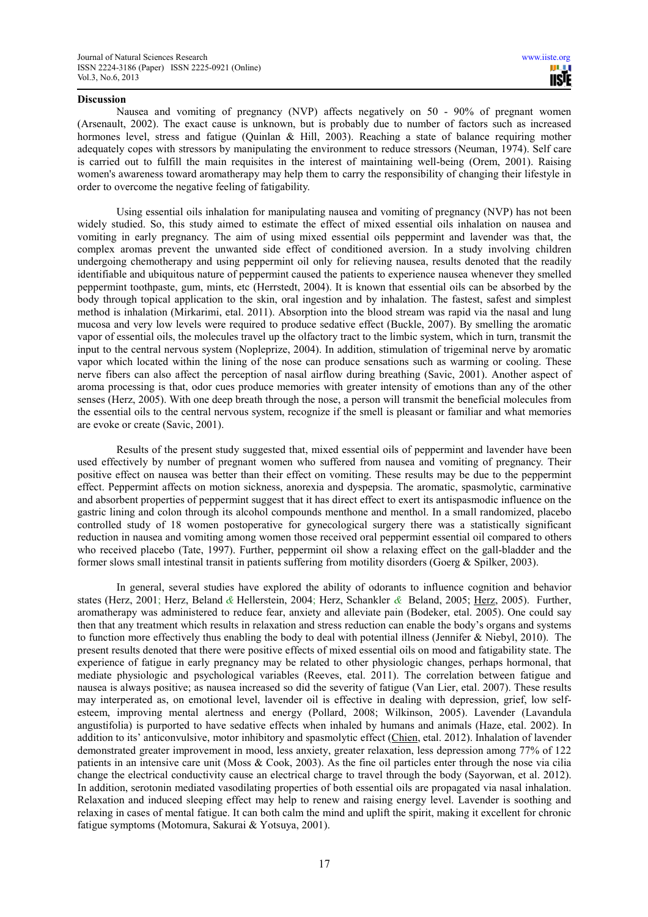## Discussion

Nausea and vomiting of pregnancy (NVP) affects negatively on 50 - 90% of pregnant women (Arsenault, 2002). The exact cause is unknown, but is probably due to number of factors such as increased hormones level, stress and fatigue (Quinlan & Hill, 2003). Reaching a state of balance requiring mother adequately copes with stressors by manipulating the environment to reduce stressors (Neuman, 1974). Self care is carried out to fulfill the main requisites in the interest of maintaining well-being (Orem, 2001). Raising women's awareness toward aromatherapy may help them to carry the responsibility of changing their lifestyle in order to overcome the negative feeling of fatigability.

Using essential oils inhalation for manipulating nausea and vomiting of pregnancy (NVP) has not been widely studied. So, this study aimed to estimate the effect of mixed essential oils inhalation on nausea and vomiting in early pregnancy. The aim of using mixed essential oils peppermint and lavender was that, the complex aromas prevent the unwanted side effect of conditioned aversion. In a study involving children undergoing chemotherapy and using peppermint oil only for relieving nausea, results denoted that the readily identifiable and ubiquitous nature of peppermint caused the patients to experience nausea whenever they smelled peppermint toothpaste, gum, mints, etc (Herrstedt, 2004). It is known that essential oils can be absorbed by the body through topical application to the skin, oral ingestion and by inhalation. The fastest, safest and simplest method is inhalation (Mirkarimi, etal. 2011). Absorption into the blood stream was rapid via the nasal and lung mucosa and very low levels were required to produce sedative effect (Buckle, 2007). By smelling the aromatic vapor of essential oils, the molecules travel up the olfactory tract to the limbic system, which in turn, transmit the input to the central nervous system (Nopleprize, 2004). In addition, stimulation of trigeminal nerve by aromatic vapor which located within the lining of the nose can produce sensations such as warming or cooling. These nerve fibers can also affect the perception of nasal airflow during breathing (Savic, 2001). Another aspect of aroma processing is that, odor cues produce memories with greater intensity of emotions than any of the other senses (Herz, 2005). With one deep breath through the nose, a person will transmit the beneficial molecules from the essential oils to the central nervous system, recognize if the smell is pleasant or familiar and what memories are evoke or create (Savic, 2001).

Results of the present study suggested that, mixed essential oils of peppermint and lavender have been used effectively by number of pregnant women who suffered from nausea and vomiting of pregnancy. Their positive effect on nausea was better than their effect on vomiting. These results may be due to the peppermint effect. Peppermint affects on motion sickness, anorexia and dyspepsia. The aromatic, spasmolytic, carminative and absorbent properties of peppermint suggest that it has direct effect to exert its antispasmodic influence on the gastric lining and colon through its alcohol compounds menthone and menthol. In a small randomized, placebo controlled study of 18 women postoperative for gynecological surgery there was a statistically significant reduction in nausea and vomiting among women those received oral peppermint essential oil compared to others who received placebo (Tate, 1997). Further, peppermint oil show a relaxing effect on the gall-bladder and the former slows small intestinal transit in patients suffering from motility disorders (Goerg & Spilker, 2003).

In general, several studies have explored the ability of odorants to influence cognition and behavior states (Herz, 2001; Herz, Beland & Hellerstein, 2004; Herz, Schankler & Beland, 2005; Herz, 2005). Further, aromatherapy was administered to reduce fear, anxiety and alleviate pain (Bodeker, etal. 2005). One could say then that any treatment which results in relaxation and stress reduction can enable the body's organs and systems to function more effectively thus enabling the body to deal with potential illness (Jennifer & Niebyl, 2010). The present results denoted that there were positive effects of mixed essential oils on mood and fatigability state. The experience of fatigue in early pregnancy may be related to other physiologic changes, perhaps hormonal, that mediate physiologic and psychological variables (Reeves, etal. 2011). The correlation between fatigue and nausea is always positive; as nausea increased so did the severity of fatigue (Van Lier, etal. 2007). These results may interperated as, on emotional level, lavender oil is effective in dealing with depression, grief, low self-esteem, improving mental alertness and energy (Pollard, 2008; Wilkinson, 2005). Lavender (Lavandula angustifolia) is purported to have sedative effects when inhaled by humans and animals (Haze, etal. 2002). In addition to its' anticonvulsive, motor inhibitory and spasmolytic effect (Chien, etal. 2012). Inhalation of lavender demonstrated greater improvement in mood, less anxiety, greater relaxation, less depression among 77% of 122 patients in an intensive care unit (Moss & Cook, 2003). As the fine oil particles enter through the nose via cilia change the electrical conductivity cause an electrical charge to travel through the body (Sayorwan, et al. 2012). In addition, serotonin mediated vasodilating properties of both essential oils are propagated via nasal inhalation. Relaxation and induced sleeping effect may help to renew and raising energy level. Lavender is soothing and relaxing in cases of mental fatigue. It can both calm the mind and uplift the spirit, making it excellent for chronic fatigue symptoms (Motomura, Sakurai & Yotsuya, 2001).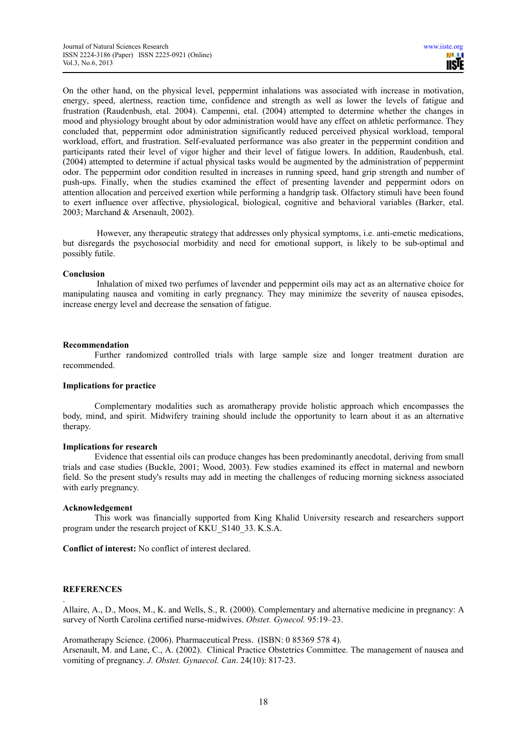On the other hand, on the physical level, peppermint inhalations was associated with increase in motivation, energy, speed, alertness, reaction time, confidence and strength as well as lower the levels of fatigue and frustration (Raudenbush, etal. 2004). Campenni, etal. (2004) attempted to determine whether the changes in mood and physiology brought about by odor administration would have any effect on athletic performance. They concluded that, peppermint odor administration significantly reduced perceived physical workload, temporal workload, effort, and frustration. Self-evaluated performance was also greater in the peppermint condition and participants rated their level of vigor higher and their level of fatigue lowers. In addition, Raudenbush, etal. (2004) attempted to determine if actual physical tasks would be augmented by the administration of peppermint odor. The peppermint odor condition resulted in increases in running speed, hand grip strength and number of push-ups. Finally, when the studies examined the effect of presenting lavender and peppermint odors on attention allocation and perceived exertion while performing a handgrip task. Olfactory stimuli have been found to exert influence over affective, physiological, biological, cognitive and behavioral variables (Barker, etal. 2003; Marchand & Arsenault, 2002).

However, any therapeutic strategy that addresses only physical symptoms, i.e. anti-emetic medications, but disregards the psychosocial morbidity and need for emotional support, is likely to be sub-optimal and possibly futile.

**Conclusion**

Inhalation of mixed two perfumes of lavender and peppermint oils may act as an alternative choice for manipulating nausea and vomiting in early pregnancy. They may minimize the severity of nausea episodes, increase energy level and decrease the sensation of fatigue.

**Recommendation**

Further randomized controlled trials with large sample size and longer treatment duration are recommended.

**Implications for practice**

Complementary modalities such as aromatherapy provide holistic approach which encompasses the body, mind, and spirit. Midwifery training should include the opportunity to learn about it as an alternative therapy.

**Implications for research**

Evidence that essential oils can produce changes has been predominantly anecdotal, deriving from small trials and case studies (Buckle, 2001; Wood, 2003). Few studies examined its effect in maternal and newborn field. So the present study's results may add in meeting the challenges of reducing morning sickness associated with early pregnancy.

**Acknowledgement**

This work was financially supported from King Khalid University research and researchers support program under the research project of KKU_S140_33. K.S.A.

**Conflict of interest:** No conflict of interest declared.

**REFERENCES**

Allaire, A., D., Moos, M., K. and Wells, S., R. (2000). Complementary and alternative medicine in pregnancy: A survey of North Carolina certified nurse-midwives. *Obstet. Gynecol.* 95:19–23.

Aromatherapy Science. (2006). Pharmaceutical Press. (ISBN: 0 85369 578 4).

Arsenault, M. and Lane, C., A. (2002). Clinical Practice Obstetrics Committee. The management of nausea and vomiting of pregnancy. *J. Obstet. Gynaecol. Can*. 24(10): 817-23.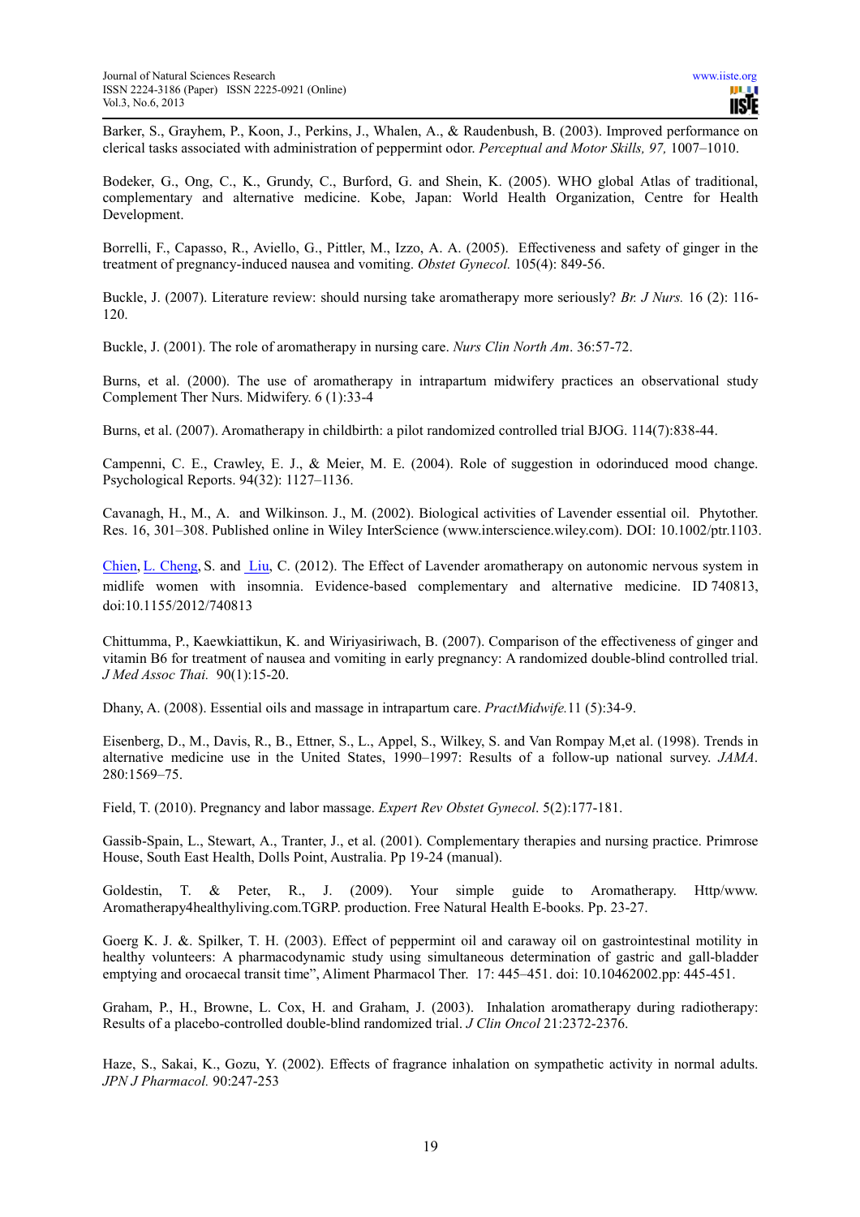Barker, S., Grayhem, P., Koon, J., Perkins, J., Whalen, A., & Raudenbush, B. (2003). Improved performance on clerical tasks associated with administration of peppermint odor. *Perceptual and Motor Skills, 97,* 1007–1010.

Bodeker, G., Ong, C., K., Grundy, C., Burford, G. and Shein, K. (2005). WHO global Atlas of traditional, complementary and alternative medicine. Kobe, Japan: World Health Organization, Centre for Health Development.

Borrelli, F., Capasso, R., Aviello, G., Pittler, M., Izzo, A. A. (2005). Effectiveness and safety of ginger in the treatment of pregnancy-induced nausea and vomiting. *Obstet Gynecol.* 105(4): 849-56.

Buckle, J. (2007). Literature review: should nursing take aromatherapy more seriously? *Br. J Nurs.* 16 (2): 116-120.

Buckle, J. (2001). The role of aromatherapy in nursing care. *Nurs Clin North Am*. 36:57-72.

Burns, et al. (2000). The use of aromatherapy in intrapartum midwifery practices an observational study Complement Ther Nurs. Midwifery. 6 (1):33-4

Burns, et al. (2007). Aromatherapy in childbirth: a pilot randomized controlled trial BJOG. 114(7):838-44.

Campenni, C. E., Crawley, E. J., & Meier, M. E. (2004). Role of suggestion in odorinduced mood change. Psychological Reports. 94(32): 1127–1136.

Cavanagh, H., M., A. and Wilkinson. J., M. (2002). Biological activities of Lavender essential oil. Phytother. Res. 16, 301–308. Published online in Wiley InterScience (www.interscience.wiley.com). DOI: 10.1002/ptr.1103.

Chien, L. Cheng, S. and Liu, C. (2012). The Effect of Lavender aromatherapy on autonomic nervous system in midlife women with insomnia. Evidence-based complementary and alternative medicine. ID 740813, doi:10.1155/2012/740813

Chittumma, P., Kaewkiattikun, K. and Wiriyasiriwach, B. (2007). Comparison of the effectiveness of ginger and vitamin B6 for treatment of nausea and vomiting in early pregnancy: A randomized double-blind controlled trial. *J Med Assoc Thai.* 90(1):15-20.

Dhany, A. (2008). Essential oils and massage in intrapartum care. *PractMidwife.*11 (5):34-9.

Eisenberg, D., M., Davis, R., B., Ettner, S., L., Appel, S., Wilkey, S. and Van Rompay M,et al. (1998). Trends in alternative medicine use in the United States, 1990–1997: Results of a follow-up national survey. *JAMA*. 280:1569–75.

Field, T. (2010). Pregnancy and labor massage. *Expert Rev Obstet Gynecol*. 5(2):177-181.

Gassib-Spain, L., Stewart, A., Tranter, J., et al. (2001). Complementary therapies and nursing practice. Primrose House, South East Health, Dolls Point, Australia. Pp 19-24 (manual).

Goldestin, T. & Peter, R., J. (2009). Your simple guide to Aromatherapy. Http/www. Aromatherapy4healthyliving.com.TGRP. production. Free Natural Health E-books. Pp. 23-27.

Goerg K. J. &. Spilker, T. H. (2003). Effect of peppermint oil and caraway oil on gastrointestinal motility in healthy volunteers: A pharmacodynamic study using simultaneous determination of gastric and gall-bladder emptying and orocaecal transit time", Aliment Pharmacol Ther. 17: 445–451. doi: 10.10462002.pp: 445-451.

Graham, P., H., Browne, L. Cox, H. and Graham, J. (2003). Inhalation aromatherapy during radiotherapy: Results of a placebo-controlled double-blind randomized trial. *J Clin Oncol* 21:2372-2376.

Haze, S., Sakai, K., Gozu, Y. (2002). Effects of fragrance inhalation on sympathetic activity in normal adults. *JPN J Pharmacol.* 90:247-253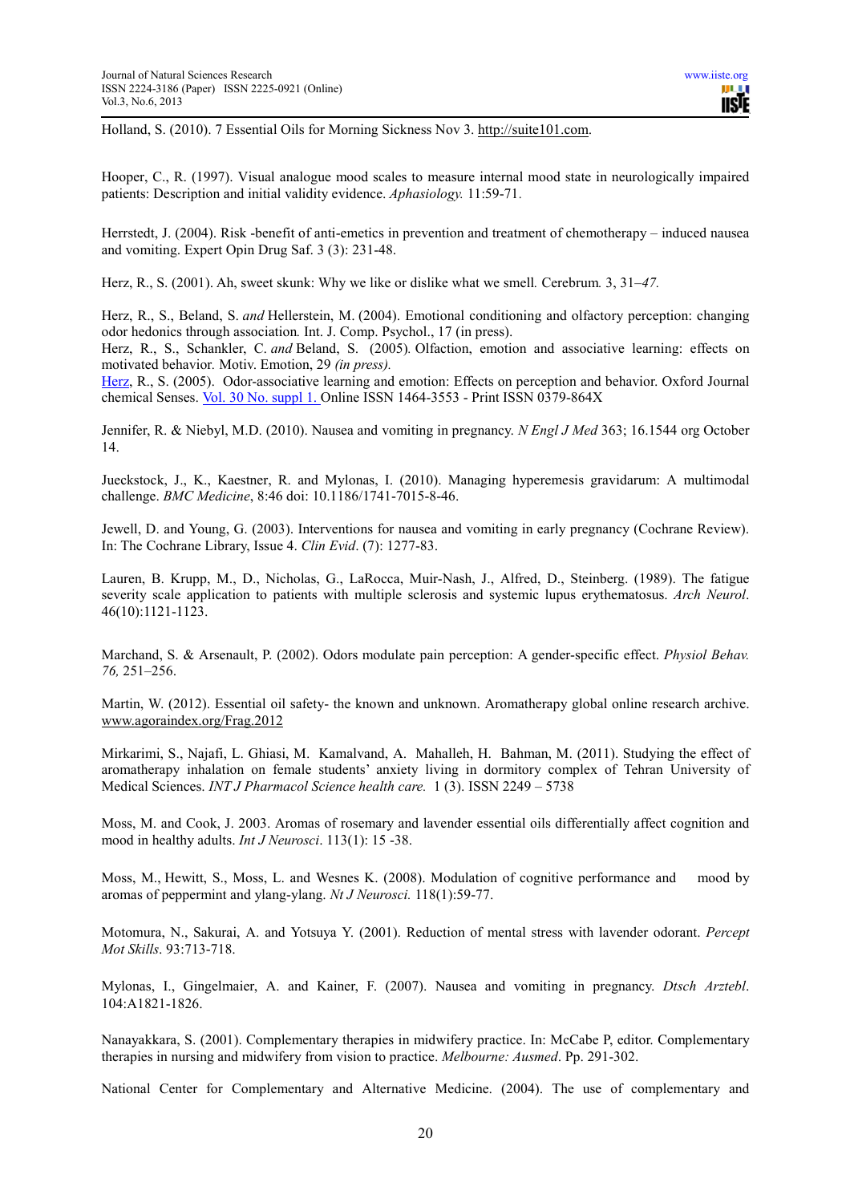Holland, S. (2010). 7 Essential Oils for Morning Sickness Nov 3. http://suite101.com.

Hooper, C., R. (1997). Visual analogue mood scales to measure internal mood state in neurologically impaired patients: Description and initial validity evidence. *Aphasiology.* 11:59-71.

Herrstedt, J. (2004). Risk -benefit of anti-emetics in prevention and treatment of chemotherapy – induced nausea and vomiting. Expert Opin Drug Saf. 3 (3): 231-48.

Herz, R., S. (2001). Ah, sweet skunk: Why we like or dislike what we smell*.* Cerebrum*.* 3, 31*–47.*

Herz, R., S., Beland, S. *and* Hellerstein, M. (2004). Emotional conditioning and olfactory perception: changing odor hedonics through association*.* Int. J. Comp. Psychol., 17 (in press).

Herz, R., S., Schankler, C. *and* Beland, S. (2005)*.* Olfaction, emotion and associative learning: effects on motivated behavior*.* Motiv. Emotion, 29 *(in press).*

Herz, R., S. (2005). Odor-associative learning and emotion: Effects on perception and behavior. Oxford Journal chemical Senses. Vol. 30 No. suppl 1. Online ISSN 1464-3553 - Print ISSN 0379-864X

Jennifer, R. & Niebyl, M.D. (2010). Nausea and vomiting in pregnancy. *N Engl J Med* 363; 16.1544 org October 14.

Jueckstock, J., K., Kaestner, R. and Mylonas, I. (2010). Managing hyperemesis gravidarum: A multimodal challenge. *BMC Medicine*, 8:46 doi: 10.1186/1741-7015-8-46.

Jewell, D. and Young, G. (2003). Interventions for nausea and vomiting in early pregnancy (Cochrane Review). In: The Cochrane Library, Issue 4. *Clin Evid*. (7): 1277-83.

Lauren, B. Krupp, M., D., Nicholas, G., LaRocca, Muir-Nash, J., Alfred, D., Steinberg. (1989). The fatigue severity scale application to patients with multiple sclerosis and systemic lupus erythematosus. *Arch Neurol*. 46(10):1121-1123.

Marchand, S. & Arsenault, P. (2002). Odors modulate pain perception: A gender-specific effect. *Physiol Behav. 76,* 251–256.

Martin, W. (2012). Essential oil safety- the known and unknown. Aromatherapy global online research archive. www.agoraindex.org/Frag.2012

Mirkarimi, S., Najafi, L. Ghiasi, M. Kamalvand, A. Mahalleh, H. Bahman, M. (2011). Studying the effect of aromatherapy inhalation on female students' anxiety living in dormitory complex of Tehran University of Medical Sciences. *INT J Pharmacol Science health care.* 1 (3). ISSN 2249 – 5738

Moss, M. and Cook, J. 2003. Aromas of rosemary and lavender essential oils differentially affect cognition and mood in healthy adults. *Int J Neurosci*. 113(1): 15 -38.

Moss, M., Hewitt, S., Moss, L. and Wesnes K. (2008). Modulation of cognitive performance and mood by aromas of peppermint and ylang-ylang. *Nt J Neurosci.* 118(1):59-77.

Motomura, N., Sakurai, A. and Yotsuya Y. (2001). Reduction of mental stress with lavender odorant. *Percept Mot Skills*. 93:713-718.

Mylonas, I., Gingelmaier, A. and Kainer, F. (2007). Nausea and vomiting in pregnancy. *Dtsch Arztebl*. 104:A1821-1826.

Nanayakkara, S. (2001). Complementary therapies in midwifery practice. In: McCabe P, editor. Complementary therapies in nursing and midwifery from vision to practice. *Melbourne: Ausmed*. Pp. 291-302.

National Center for Complementary and Alternative Medicine. (2004). The use of complementary and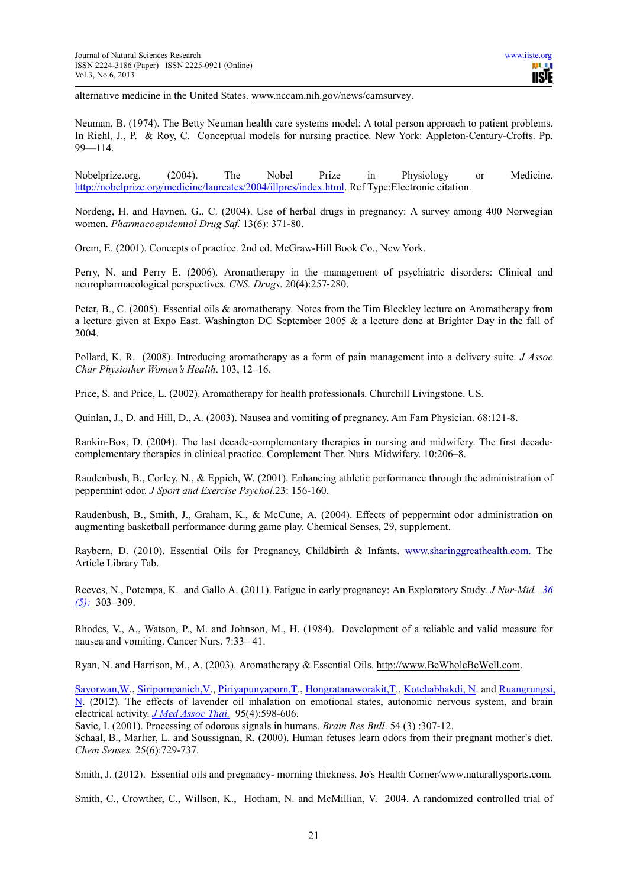alternative medicine in the United States. www.nccam.nih.gov/news/camsurvey.

Neuman, B. (1974). The Betty Neuman health care systems model: A total person approach to patient problems. In Riehl, J., P. & Roy, C. Conceptual models for nursing practice. New York: Appleton-Century-Crofts. Pp. 99—114.

Nobelprize.org. (2004). The Nobel Prize in Physiology or Medicine. http://nobelprize.org/medicine/laureates/2004/illpres/index.html. Ref Type:Electronic citation.

Nordeng, H. and Havnen, G., C. (2004). Use of herbal drugs in pregnancy: A survey among 400 Norwegian women. *Pharmacoepidemiol Drug Saf.* 13(6): 371-80.

Orem, E. (2001). Concepts of practice. 2nd ed. McGraw-Hill Book Co., New York.

Perry, N. and Perry E. (2006). Aromatherapy in the management of psychiatric disorders: Clinical and neuropharmacological perspectives. *CNS. Drugs*. 20(4):257-280.

Peter, B., C. (2005). Essential oils & aromatherapy. Notes from the Tim Bleckley lecture on Aromatherapy from a lecture given at Expo East. Washington DC September 2005 & a lecture done at Brighter Day in the fall of 2004.

Pollard, K. R. (2008). Introducing aromatherapy as a form of pain management into a delivery suite. *J Assoc Char Physiother Women's Health*. 103, 12–16.

Price, S. and Price, L. (2002). Aromatherapy for health professionals. Churchill Livingstone. US.

Quinlan, J., D. and Hill, D., A. (2003). Nausea and vomiting of pregnancy. Am Fam Physician. 68:121-8.

Rankin-Box, D. (2004). The last decade-complementary therapies in nursing and midwifery. The first decade-complementary therapies in clinical practice. Complement Ther. Nurs. Midwifery. 10:206–8.

Raudenbush, B., Corley, N., & Eppich, W. (2001). Enhancing athletic performance through the administration of peppermint odor. *J Sport and Exercise Psychol*.23: 156-160.

Raudenbush, B., Smith, J., Graham, K., & McCune, A. (2004). Effects of peppermint odor administration on augmenting basketball performance during game play. Chemical Senses, 29, supplement.

Raybern, D. (2010). Essential Oils for Pregnancy, Childbirth & Infants. www.sharinggreathealth.com. The Article Library Tab.

Reeves, N., Potempa, K. and Gallo A. (2011). Fatigue in early pregnancy: An Exploratory Study. *J Nur-Mid.* 36 (5): 303–309.

Rhodes, V., A., Watson, P., M. and Johnson, M., H. (1984). Development of a reliable and valid measure for nausea and vomiting. Cancer Nurs. 7:33– 41.

Ryan, N. and Harrison, M., A. (2003). Aromatherapy & Essential Oils. http://www.BeWholeBeWell.com.

Sayorwan,W., Siripornpanich,V., Piriyapunyaporn,T., Hongratanaworakit,T., Kotchabhakdi, N. and Ruangrungsi, N. (2012). The effects of lavender oil inhalation on emotional states, autonomic nervous system, and brain electrical activity. *J Med Assoc Thai.* 95(4):598-606.

Savic, I. (2001). Processing of odorous signals in humans. *Brain Res Bull*. 54 (3) :307-12.

Schaal, B., Marlier, L. and Soussignan, R. (2000). Human fetuses learn odors from their pregnant mother's diet. *Chem Senses.* 25(6):729-737.

Smith, J. (2012). Essential oils and pregnancy- morning thickness. Jo's Health Corner/www.naturallysports.com.

Smith, C., Crowther, C., Willson, K., Hotham, N. and McMillian, V. 2004. A randomized controlled trial of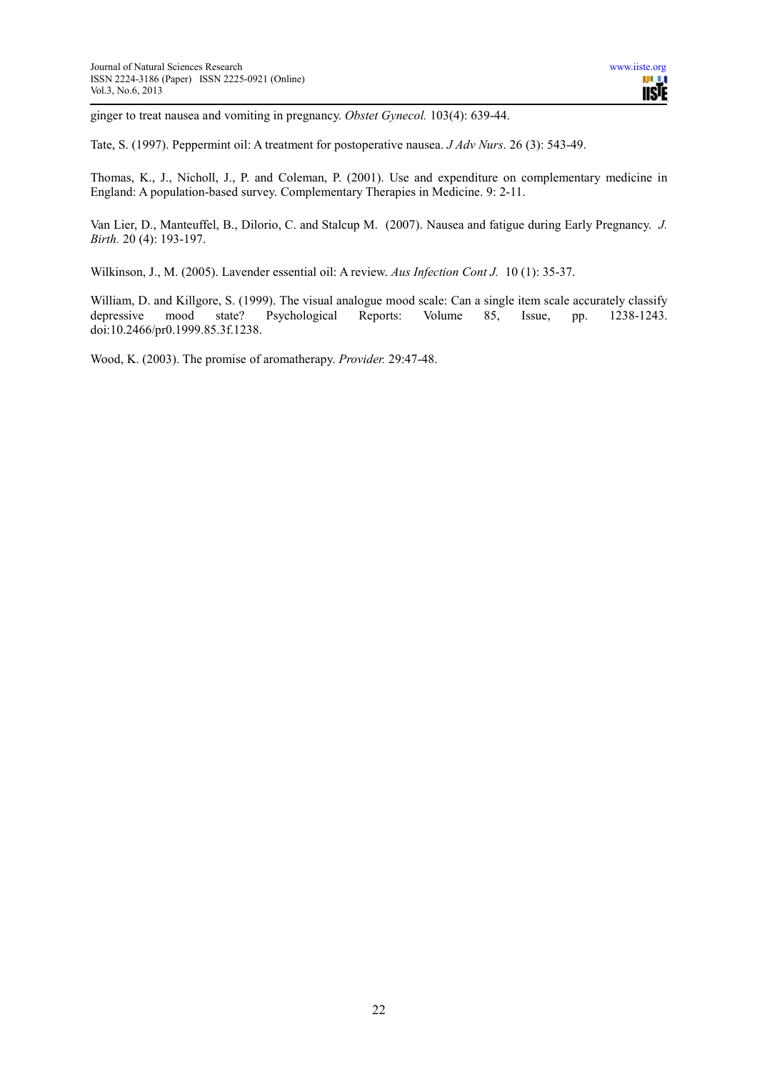ginger to treat nausea and vomiting in pregnancy. *Obstet Gynecol.* 103(4): 639-44.

Tate, S. (1997). Peppermint oil: A treatment for postoperative nausea. *J Adv Nurs*. 26 (3): 543-49.

Thomas, K., J., Nicholl, J., P. and Coleman, P. (2001). Use and expenditure on complementary medicine in England: A population-based survey. Complementary Therapies in Medicine. 9: 2-11.

Van Lier, D., Manteuffel, B., Dilorio, C. and Stalcup M. (2007). Nausea and fatigue during Early Pregnancy. *J. Birth.* 20 (4): 193-197.

Wilkinson, J., M. (2005). Lavender essential oil: A review. *Aus Infection Cont J.* 10 (1): 35-37.

William, D. and Killgore, S. (1999). The visual analogue mood scale: Can a single item scale accurately classify depressive mood state? Psychological Reports: Volume 85, Issue, pp. 1238-1243. doi:10.2466/pr0.1999.85.3f.1238.

Wood, K. (2003). The promise of aromatherapy. *Provider.* 29:47-48.